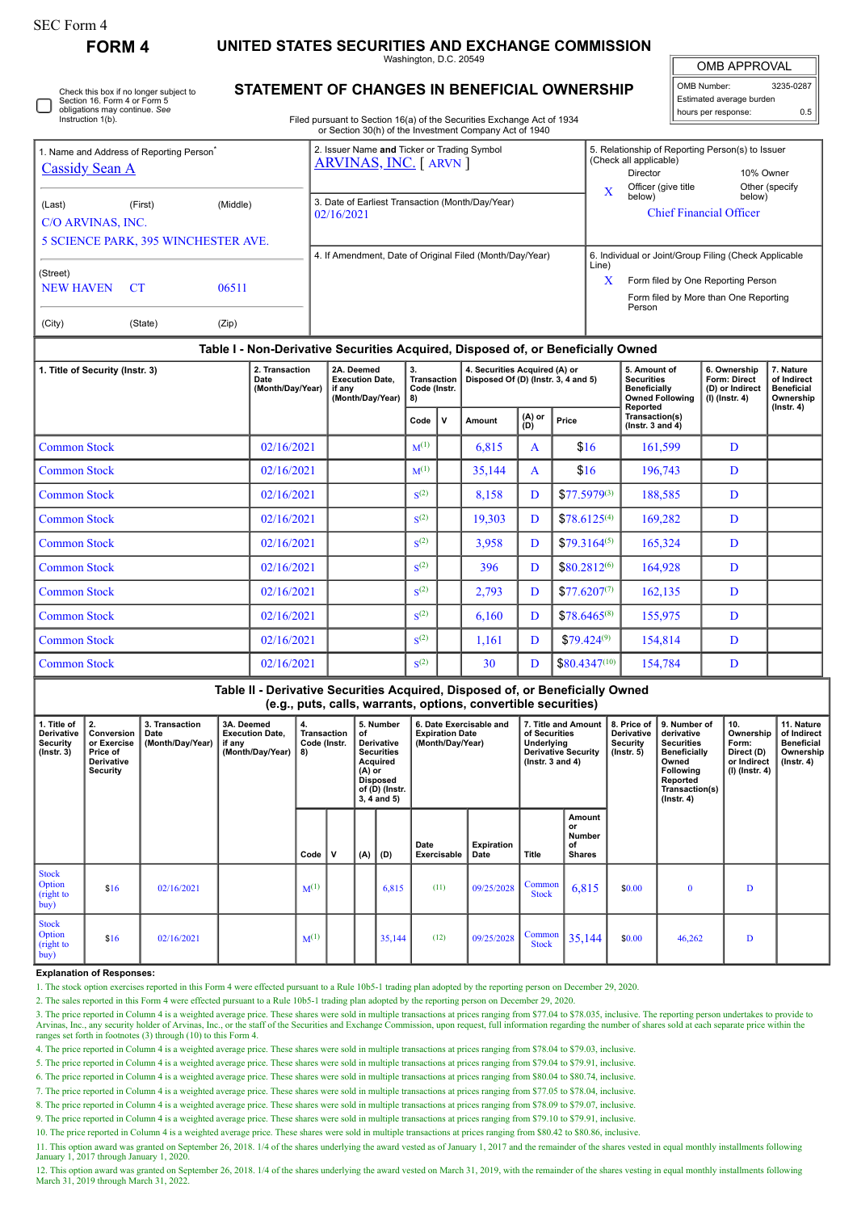SEC Form 4

**FORM 4**

# UNITED STATES SECURITIES AND EXCHANGE COMMISSION

Washington, D.C. 20549

## STATEMENT OF CHANGES IN BENEFICIAL OWNERSHIP

Filed pursuant to Section 16(a) of the Securities Exchange Act of 1934 or Section 30(h) of the Investment Company Act of 1940

| OMB APPROVAL | |
|---|---|
| OMB Number: | 3235-0287 |
| Estimated average burden | |
| hours per response: | 0.5 |

☐ Check this box if no longer subject to Section 16. Form 4 or Form 5 obligations may continue. *See* Instruction 1(b).

1. Name and Address of Reporting Person*
Cassidy Sean A

(Last) (First) (Middle)
C/O ARVINAS, INC.
5 SCIENCE PARK, 395 WINCHESTER AVE.

(Street)
NEW HAVEN CT 06511

(City) (State) (Zip)

2. Issuer Name **and** Ticker or Trading Symbol
ARVINAS, INC. [ ARVN ]

3. Date of Earliest Transaction (Month/Day/Year)
02/16/2021

4. If Amendment, Date of Original Filed (Month/Day/Year)

5. Relationship of Reporting Person(s) to Issuer (Check all applicable)
Director | 10% Owner
X Officer (give title below) | Other (specify below)
Chief Financial Officer

6. Individual or Joint/Group Filing (Check Applicable Line)
X Form filed by One Reporting Person
Form filed by More than One Reporting Person

## Table I - Non-Derivative Securities Acquired, Disposed of, or Beneficially Owned

| 1. Title of Security (Instr. 3) | 2. Transaction Date (Month/Day/Year) | 2A. Deemed Execution Date, if any (Month/Day/Year) | 3. Transaction Code (Instr. 8) | | 4. Securities Acquired (A) or Disposed Of (D) (Instr. 3, 4 and 5) | | | 5. Amount of Securities Beneficially Owned Following Reported Transaction(s) (Instr. 3 and 4) | 6. Ownership Form: Direct (D) or Indirect (I) (Instr. 4) | 7. Nature of Indirect Beneficial Ownership (Instr. 4) |
|---|---|---|---|---|---|---|---|---|---|---|
| | | | Code | V | Amount | (A) or (D) | Price | | | |
| Common Stock | 02/16/2021 | | M(1) | | 6,815 | A | $16 | 161,599 | D | |
| Common Stock | 02/16/2021 | | M(1) | | 35,144 | A | $16 | 196,743 | D | |
| Common Stock | 02/16/2021 | | S(2) | | 8,158 | D | $77.5979(3) | 188,585 | D | |
| Common Stock | 02/16/2021 | | S(2) | | 19,303 | D | $78.6125(4) | 169,282 | D | |
| Common Stock | 02/16/2021 | | S(2) | | 3,958 | D | $79.3164(5) | 165,324 | D | |
| Common Stock | 02/16/2021 | | S(2) | | 396 | D | $80.2812(6) | 164,928 | D | |
| Common Stock | 02/16/2021 | | S(2) | | 2,793 | D | $77.6207(7) | 162,135 | D | |
| Common Stock | 02/16/2021 | | S(2) | | 6,160 | D | $78.6465(8) | 155,975 | D | |
| Common Stock | 02/16/2021 | | S(2) | | 1,161 | D | $79.424(9) | 154,814 | D | |
| Common Stock | 02/16/2021 | | S(2) | | 30 | D | $80.4347(10) | 154,784 | D | |

## Table II - Derivative Securities Acquired, Disposed of, or Beneficially Owned (e.g., puts, calls, warrants, options, convertible securities)

| 1. Title of Derivative Security (Instr. 3) | 2. Conversion or Exercise Price of Derivative Security | 3. Transaction Date (Month/Day/Year) | 3A. Deemed Execution Date, if any (Month/Day/Year) | 4. Transaction Code (Instr. 8) | | 5. Number of Derivative Securities Acquired (A) or Disposed of (D) (Instr. 3, 4 and 5) | | 6. Date Exercisable and Expiration Date (Month/Day/Year) | | 7. Title and Amount of Securities Underlying Derivative Security (Instr. 3 and 4) | | 8. Price of Derivative Security (Instr. 5) | 9. Number of derivative Securities Beneficially Owned Following Reported Transaction(s) (Instr. 4) | 10. Ownership Form: Direct (D) or Indirect (I) (Instr. 4) | 11. Nature of Indirect Beneficial Ownership (Instr. 4) |
|---|---|---|---|---|---|---|---|---|---|---|---|---|---|---|---|
| | | | | Code | V | (A) | (D) | Date Exercisable | Expiration Date | Title | Amount or Number of Shares | | | | |
| Stock Option (right to buy) | $16 | 02/16/2021 | | M(1) | | | 6,815 | (11) | 09/25/2028 | Common Stock | 6,815 | $0.00 | 0 | D | |
| Stock Option (right to buy) | $16 | 02/16/2021 | | M(1) | | | 35,144 | (12) | 09/25/2028 | Common Stock | 35,144 | $0.00 | 46,262 | D | |

**Explanation of Responses:**

1. The stock option exercises reported in this Form 4 were effected pursuant to a Rule 10b5-1 trading plan adopted by the reporting person on December 29, 2020.
2. The sales reported in this Form 4 were effected pursuant to a Rule 10b5-1 trading plan adopted by the reporting person on December 29, 2020.
3. The price reported in Column 4 is a weighted average price. These shares were sold in multiple transactions at prices ranging from $77.04 to $78.035, inclusive. The reporting person undertakes to provide to Arvinas, Inc., any security holder of Arvinas, Inc., or the staff of the Securities and Exchange Commission, upon request, full information regarding the number of shares sold at each separate price within the ranges set forth in footnotes (3) through (10) to this Form 4.
4. The price reported in Column 4 is a weighted average price. These shares were sold in multiple transactions at prices ranging from $78.04 to $79.03, inclusive.
5. The price reported in Column 4 is a weighted average price. These shares were sold in multiple transactions at prices ranging from $79.04 to $79.91, inclusive.
6. The price reported in Column 4 is a weighted average price. These shares were sold in multiple transactions at prices ranging from $80.04 to $80.74, inclusive.
7. The price reported in Column 4 is a weighted average price. These shares were sold in multiple transactions at prices ranging from $77.05 to $78.04, inclusive.
8. The price reported in Column 4 is a weighted average price. These shares were sold in multiple transactions at prices ranging from $78.09 to $79.07, inclusive.
9. The price reported in Column 4 is a weighted average price. These shares were sold in multiple transactions at prices ranging from $79.10 to $79.91, inclusive.
10. The price reported in Column 4 is a weighted average price. These shares were sold in multiple transactions at prices ranging from $80.42 to $80.86, inclusive.
11. This option award was granted on September 26, 2018. 1/4 of the shares underlying the award vested as of January 1, 2017 and the remainder of the shares vested in equal monthly installments following January 1, 2017 through January 1, 2020.
12. This option award was granted on September 26, 2018. 1/4 of the shares underlying the award vested on March 31, 2019, with the remainder of the shares vesting in equal monthly installments following March 31, 2019 through March 31, 2022.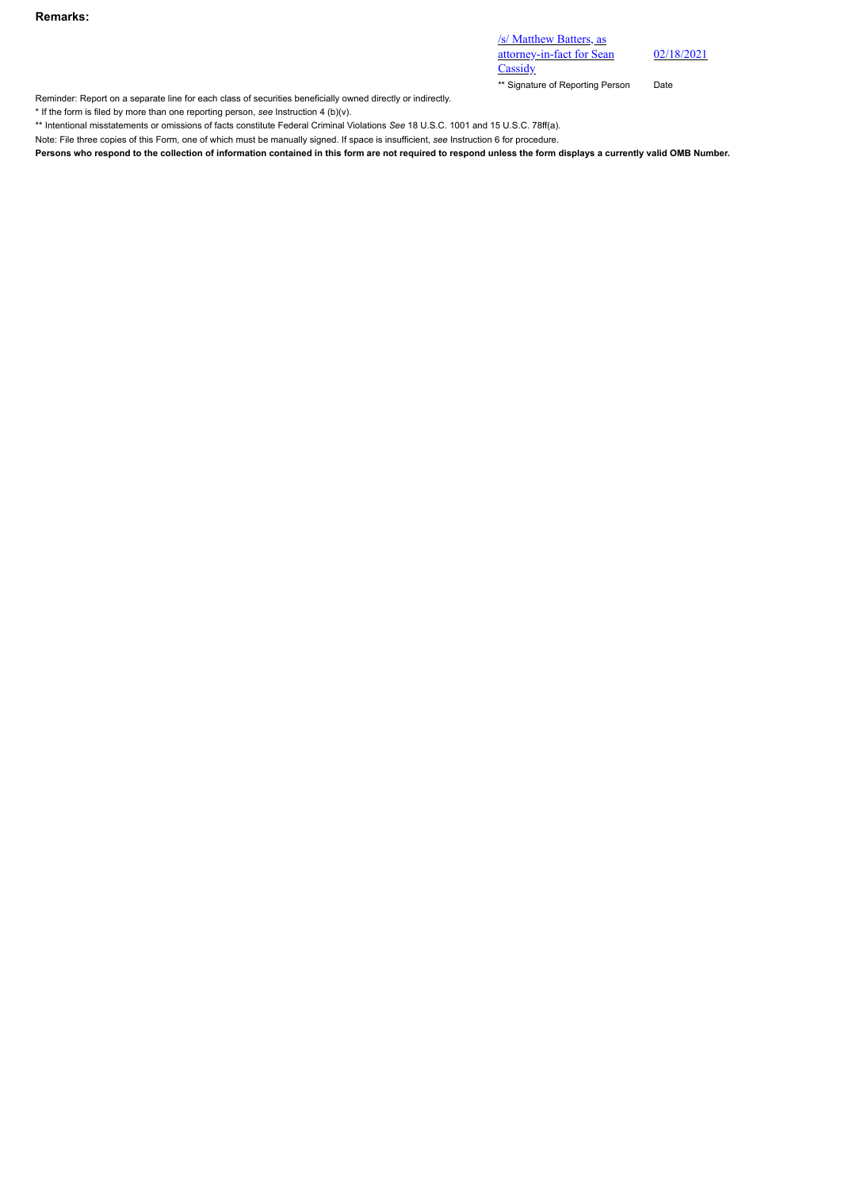**Remarks:**

| | |
|---|---|
| /s/ Matthew Batters, as attorney-in-fact for Sean Cassidy | 02/18/2021 |
| ** Signature of Reporting Person | Date |

Reminder: Report on a separate line for each class of securities beneficially owned directly or indirectly.

* If the form is filed by more than one reporting person, *see* Instruction 4 (b)(v).

** Intentional misstatements or omissions of facts constitute Federal Criminal Violations *See* 18 U.S.C. 1001 and 15 U.S.C. 78ff(a).

Note: File three copies of this Form, one of which must be manually signed. If space is insufficient, *see* Instruction 6 for procedure.

**Persons who respond to the collection of information contained in this form are not required to respond unless the form displays a currently valid OMB Number.**